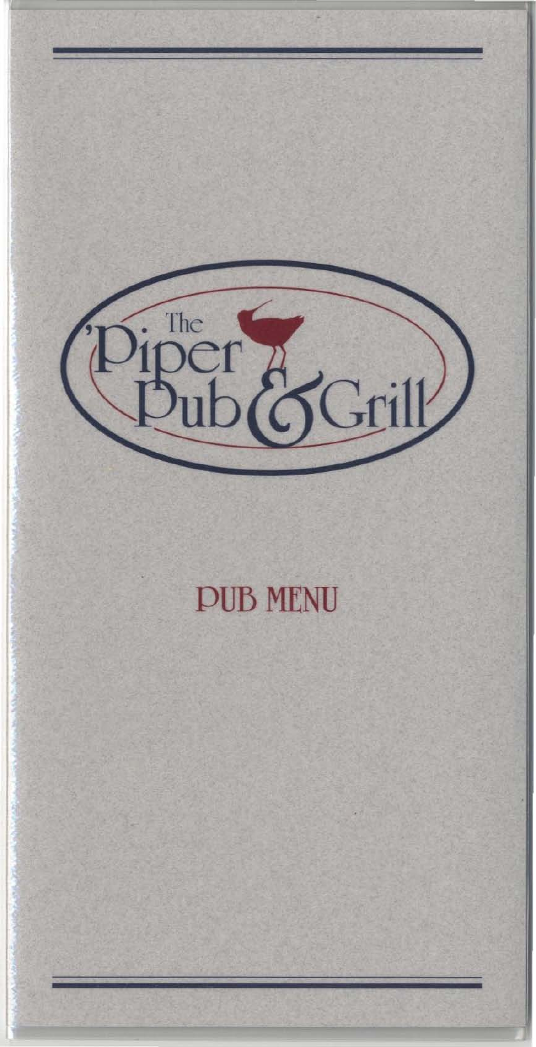# The 'Piper Pub & Grill

## PUB MENU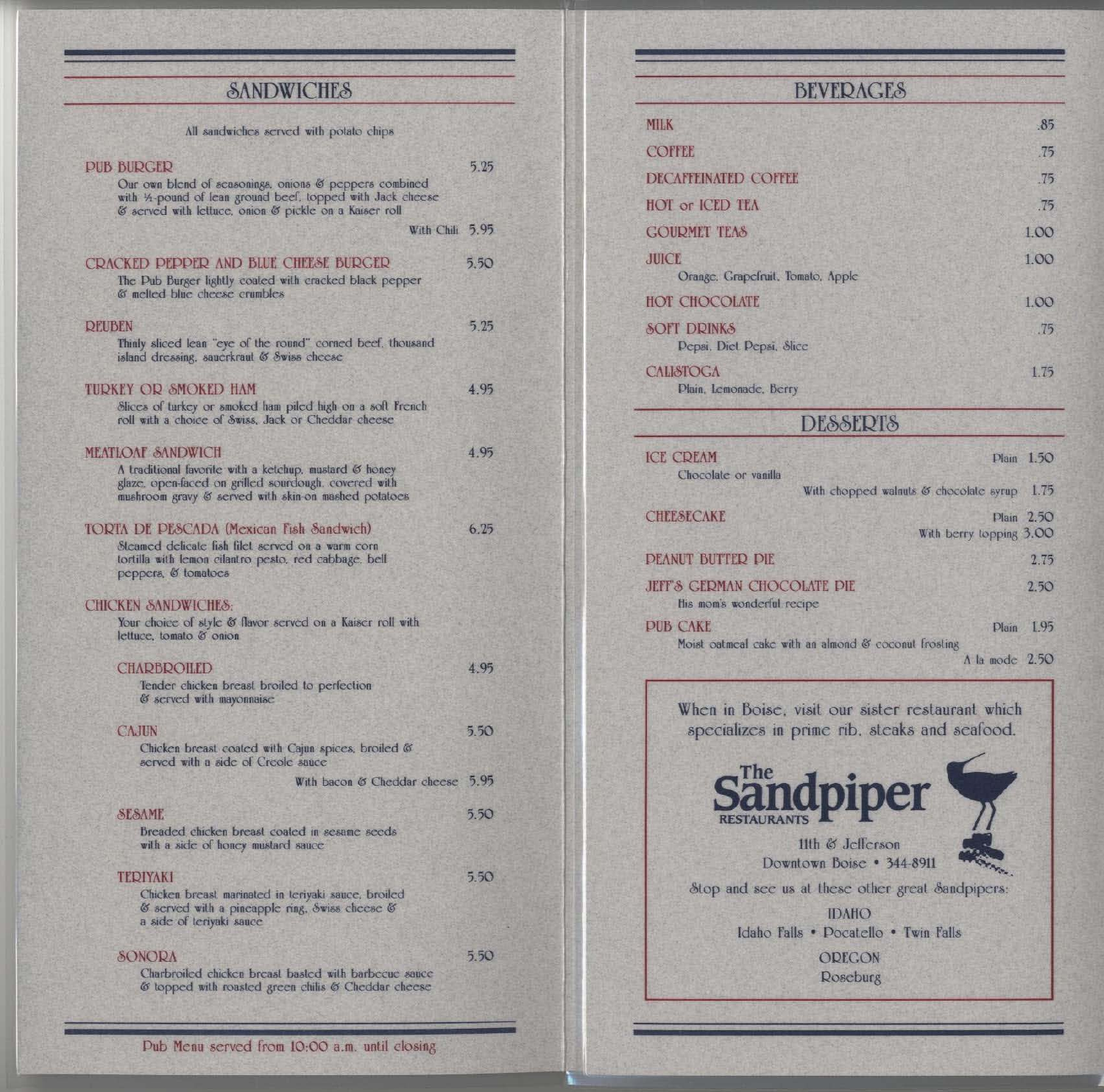## SANDWICHES

All sandwiches served with potato chips

**PUB BURGER** — 5.25
Our own blend of seasonings, onions & peppers combined with ½-pound of lean ground beef, topped with Jack cheese & served with lettuce, onion & pickle on a Kaiser roll
With Chili 5.95

**CRACKED PEPPER AND BLUE CHEESE BURGER** — 5.50
The Pub Burger lightly coated with cracked black pepper & melted blue cheese crumbles

**REUBEN** — 5.25
Thinly sliced lean "eye of the round" corned beef, thousand island dressing, sauerkraut & Swiss cheese

**TURKEY OR SMOKED HAM** — 4.95
Slices of turkey or smoked ham piled high on a soft French roll with a choice of Swiss, Jack or Cheddar cheese

**MEATLOAF SANDWICH** — 4.95
A traditional favorite with a ketchup, mustard & honey glaze, open-faced on grilled sourdough, covered with mushroom gravy & served with skin-on mashed potatoes

**TORTA DE PESCADA (Mexican Fish Sandwich)** — 6.25
Steamed delicate fish filet served on a warm corn tortilla with lemon cilantro pesto, red cabbage, bell peppers, & tomatoes

**CHICKEN SANDWICHES:**
Your choice of style & flavor served on a Kaiser roll with lettuce, tomato & onion

**CHARBROILED** — 4.95
Tender chicken breast broiled to perfection & served with mayonnaise

**CAJUN** — 5.50
Chicken breast coated with Cajun spices, broiled & served with a side of Creole sauce
With bacon & Cheddar cheese 5.95

**SESAME** — 5.50
Breaded chicken breast coated in sesame seeds with a side of honey mustard sauce

**TERIYAKI** — 5.50
Chicken breast marinated in teriyaki sauce, broiled & served with a pineapple ring, Swiss cheese & a side of teriyaki sauce

**SONORA** — 5.50
Charbroiled chicken breast basted with barbecue sauce & topped with roasted green chilis & Cheddar cheese

Pub Menu served from 10:00 a.m. until closing

## BEVERAGES

| Item | Price |
|---|---|
| MILK | .85 |
| COFFEE | .75 |
| DECAFFEINATED COFFEE | .75 |
| HOT or ICED TEA | .75 |
| GOURMET TEAS | 1.00 |
| JUICE — Orange, Grapefruit, Tomato, Apple | 1.00 |
| HOT CHOCOLATE | 1.00 |
| SOFT DRINKS — Pepsi, Diet Pepsi, Slice | .75 |
| CALISTOGA — Plain, Lemonade, Berry | 1.75 |

## DESSERTS

**ICE CREAM** — Plain 1.50
Chocolate or vanilla
With chopped walnuts & chocolate syrup 1.75

**CHEESECAKE** — Plain 2.50
With berry topping 3.00

**PEANUT BUTTER PIE** — 2.75

**JEFF'S GERMAN CHOCOLATE PIE** — 2.50
His mom's wonderful recipe

**PUB CAKE** — Plain 1.95
Moist oatmeal cake with an almond & coconut frosting
A la mode 2.50

When in Boise, visit our sister restaurant which specializes in prime rib, steaks and seafood.

**The Sandpiper RESTAURANTS**

11th & Jefferson
Downtown Boise • 344-8911

Stop and see us at these other great Sandpipers:

IDAHO
Idaho Falls • Pocatello • Twin Falls

OREGON
Roseburg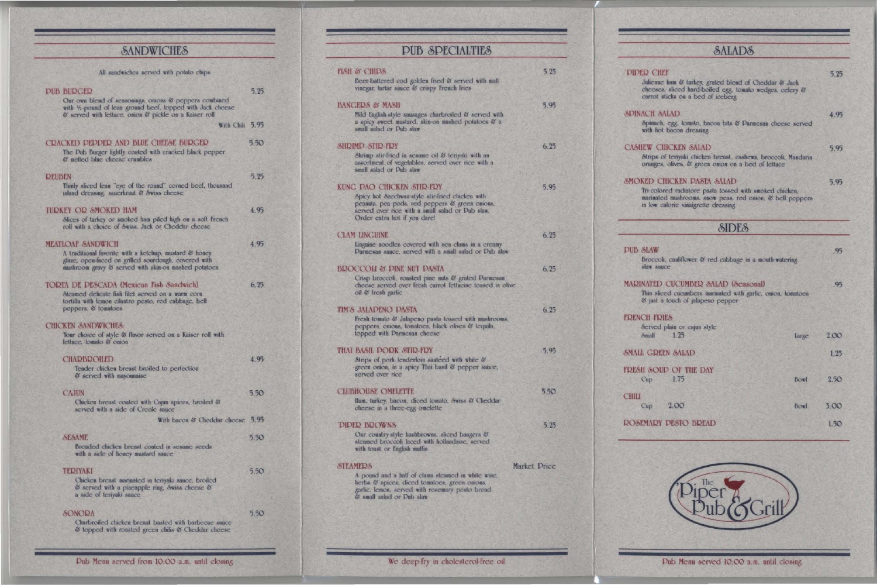## SANDWICHES

All sandwiches served with potato chips

**PUB BURGER** 5.25
Our own blend of seasonings, onions & peppers combined with ⅓-pound of lean ground beef, topped with Jack cheese & served with lettuce, onion & pickle on a Kaiser roll
With Chili 5.95

**CRACKED PEPPER AND BLUE CHEESE BURGER** 5.50
The Pub Burger lightly coated with cracked black pepper & melted blue cheese crumbles

**REUBEN** 5.25
Thinly sliced lean "eye of the round" corned beef, thousand island dressing, sauerkraut & Swiss cheese

**TURKEY OR SMOKED HAM** 4.95
Slices of turkey or smoked ham piled high on a soft French roll with a choice of Swiss, Jack or Cheddar cheese

**MEATLOAF SANDWICH** 4.95
A traditional favorite with a ketchup, mustard & honey glaze, open-faced on grilled sourdough, covered with mushroom gravy & served with skin-on mashed potatoes

**TORTA DE PESCADA (Mexican Fish Sandwich)** 6.25
Steamed delicate fish filet served on a warm corn tortilla with lemon cilantro pesto, red cabbage, bell peppers, & tomatoes

**CHICKEN SANDWICHES:**
Your choice of style & flavor served on a Kaiser roll with lettuce, tomato & onion

**CHARBROILED** 4.95
Tender chicken breast broiled to perfection & served with mayonnaise

**CAJUN** 5.50
Chicken breast coated with Cajun spices, broiled & served with a side of Creole sauce
With bacon & Cheddar cheese 5.95

**SESAME** 5.50
Breaded chicken breast coated in sesame seeds with a side of honey mustard sauce

**TERIYAKI** 5.50
Chicken breast marinated in teriyaki sauce, broiled & served with a pineapple ring, Swiss cheese & a side of teriyaki sauce

**SONORA** 5.50
Charbroiled chicken breast basted with barbecue sauce & topped with roasted green chilis & Cheddar cheese

Pub Menu served from 10:00 a.m. until closing

## PUB SPECIALTIES

**FISH & CHIPS** 5.25
Beer-battered cod golden fried & served with malt vinegar, tartar sauce & crispy French fries

**BANGERS & MASH** 5.95
Mild English-style sausages charbroiled & served with a spicy sweet mustard, skin-on mashed potatoes & a small salad or Pub slaw

**SHRIMP STIR-FRY** 6.25
Shrimp stir-fried in sesame oil & teriyaki with an assortment of vegetables, served over rice with a small salad or Pub slaw

**KUNG PAO CHICKEN STIR-FRY** 5.95
Spicy hot Szechwan-style stir-fried chicken with peanuts, pea pods, red peppers & green onions, served over rice with a small salad or Pub slaw. Order extra hot if you dare!

**CLAM LINGUINE** 6.25
Linguine noodles covered with sea clams in a creamy Parmesan sauce, served with a small salad or Pub slaw

**BROCCOLI & PINE NUT PASTA** 6.25
Crisp broccoli, roasted pine nuts & grated Parmesan cheese served over fresh carrot fettucine tossed in olive oil & fresh garlic

**TIM'S JALAPENO PASTA** 6.25
Fresh tomato & Jalapeno pasta tossed with mushrooms, peppers, onions, tomatoes, black olives & tequila, topped with Parmesan cheese

**THAI BASIL PORK STIR-FRY** 5.95
Strips of pork tenderloin sautéed with white & green onion, in a spicy Thai basil & pepper sauce, served over rice

**CLUBHOUSE OMELETTE** 5.50
Ham, turkey, bacon, diced tomato, Swiss & Cheddar cheese in a three-egg omelette

**PIPER BROWNS** 5.25
Our country-style hashbrowns, sliced bangers & steamed broccoli laced with hollandaise, served with toast or English muffin

**STEAMERS** Market Price
A pound and a half of clams steamed in white wine, herbs & spices, diced tomatoes, green onions, garlic, lemon, served with rosemary pesto bread & small salad or Pub slaw

We deep-fry in cholesterol-free oil

## SALADS

**PIPER CHEF** 5.25
Julienne ham & turkey, grated blend of Cheddar & Jack cheeses, sliced hard-boiled egg, tomato wedges, celery & carrot sticks on a bed of iceberg

**SPINACH SALAD** 4.95
Spinach, egg, tomato, bacon bits & Parmesan cheese served with hot bacon dressing

**CASHEW CHICKEN SALAD** 5.95
Strips of teriyaki chicken breast, cashews, broccoli, Mandarin oranges, olives, & green onion on a bed of lettuce

**SMOKED CHICKEN PASTA SALAD** 5.95
Tri-colored radiatore pasta tossed with smoked chicken, marinated mushrooms, snow peas, red onion, & bell peppers in low calorie vinaigrette dressing

## SIDES

**PUB SLAW** .95
Broccoli, cauliflower & red cabbage in a mouth-watering slaw sauce

**MARINATED CUCUMBER SALAD (Seasonal)** .95
Thin sliced cucumbers marinated with garlic, onion, tomatoes & just a touch of jalapeno pepper

**FRENCH FRIES**
Served plain or cajun style
Small 1.25 — Large 2.00

**SMALL GREEN SALAD** 1.25

**FRESH SOUP OF THE DAY**
Cup 1.75 — Bowl 2.50

**CHILI**
Cup 2.00 — Bowl 3.00

**ROSEMARY PESTO BREAD** 1.50

The Piper Pub & Grill

Pub Menu served 10:00 a.m. until closing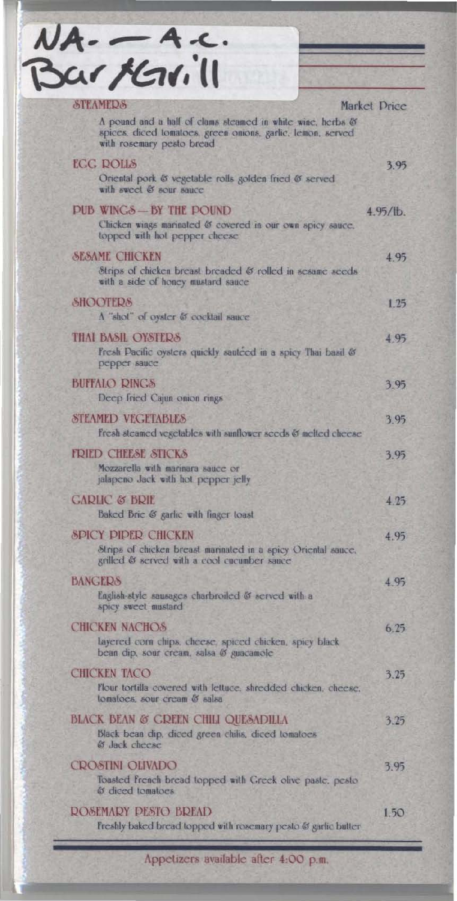NA- — A.c.
Bar/Grill

**STEAMERS** — Market Price
A pound and a half of clams steamed in white wine, herbs & spices, diced tomatoes, green onions, garlic, lemon, served with rosemary pesto bread

**EGG ROLLS** — 3.95
Oriental pork & vegetable rolls golden fried & served with sweet & sour sauce

**PUB WINGS — BY THE POUND** — 4.95/lb.
Chicken wings marinated & covered in our own spicy sauce, topped with hot pepper cheese

**SESAME CHICKEN** — 4.95
Strips of chicken breast breaded & rolled in sesame seeds with a side of honey mustard sauce

**SHOOTERS** — 1.25
A "shot" of oyster & cocktail sauce

**THAI BASIL OYSTERS** — 4.95
Fresh Pacific oysters quickly sautéed in a spicy Thai basil & pepper sauce

**BUFFALO RINGS** — 3.95
Deep fried Cajun onion rings

**STEAMED VEGETABLES** — 3.95
Fresh steamed vegetables with sunflower seeds & melted cheese

**FRIED CHEESE STICKS** — 3.95
Mozzarella with marinara sauce or jalapeno Jack with hot pepper jelly

**GARLIC & BRIE** — 4.25
Baked Brie & garlic with finger toast

**SPICY PIPER CHICKEN** — 4.95
Strips of chicken breast marinated in a spicy Oriental sauce, grilled & served with a cool cucumber sauce

**BANGERS** — 4.95
English-style sausages charbroiled & served with a spicy sweet mustard

**CHICKEN NACHOS** — 6.25
layered corn chips, cheese, spiced chicken, spicy black bean dip, sour cream, salsa & guacamole

**CHICKEN TACO** — 3.25
Flour tortilla covered with lettuce, shredded chicken, cheese, tomatoes, sour cream & salsa

**BLACK BEAN & GREEN CHILI QUESADILLA** — 3.25
Black bean dip, diced green chilis, diced tomatoes & Jack cheese

**CROSTINI OLIVADO** — 3.95
Toasted French bread topped with Greek olive paste, pesto & diced tomatoes

**ROSEMARY PESTO BREAD** — 1.50
Freshly baked bread topped with rosemary pesto & garlic butter

Appetizers available after 4:00 p.m.